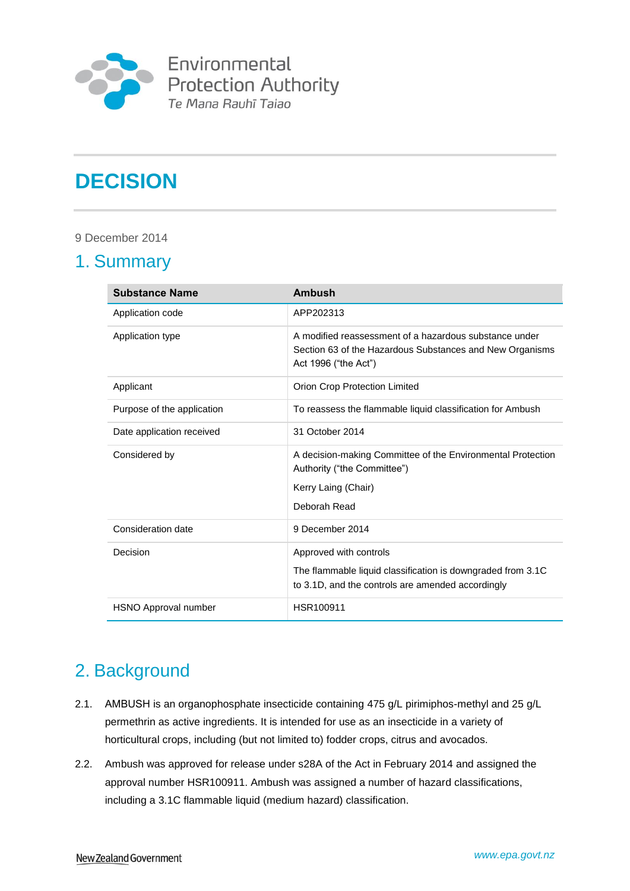Environmental Protection Authority

Te Mana Rauhī Taiao

# DECISION

9 December 2014

## 1. Summary

| Substance Name | Ambush |
|---|---|
| Application code | APP202313 |
| Application type | A modified reassessment of a hazardous substance under Section 63 of the Hazardous Substances and New Organisms Act 1996 ("the Act") |
| Applicant | Orion Crop Protection Limited |
| Purpose of the application | To reassess the flammable liquid classification for Ambush |
| Date application received | 31 October 2014 |
| Considered by | A decision-making Committee of the Environmental Protection Authority ("the Committee")<br>Kerry Laing (Chair)<br>Deborah Read |
| Consideration date | 9 December 2014 |
| Decision | Approved with controls<br>The flammable liquid classification is downgraded from 3.1C to 3.1D, and the controls are amended accordingly |
| HSNO Approval number | HSR100911 |

## 2. Background

2.1. AMBUSH is an organophosphate insecticide containing 475 g/L pirimiphos-methyl and 25 g/L permethrin as active ingredients. It is intended for use as an insecticide in a variety of horticultural crops, including (but not limited to) fodder crops, citrus and avocados.

2.2. Ambush was approved for release under s28A of the Act in February 2014 and assigned the approval number HSR100911. Ambush was assigned a number of hazard classifications, including a 3.1C flammable liquid (medium hazard) classification.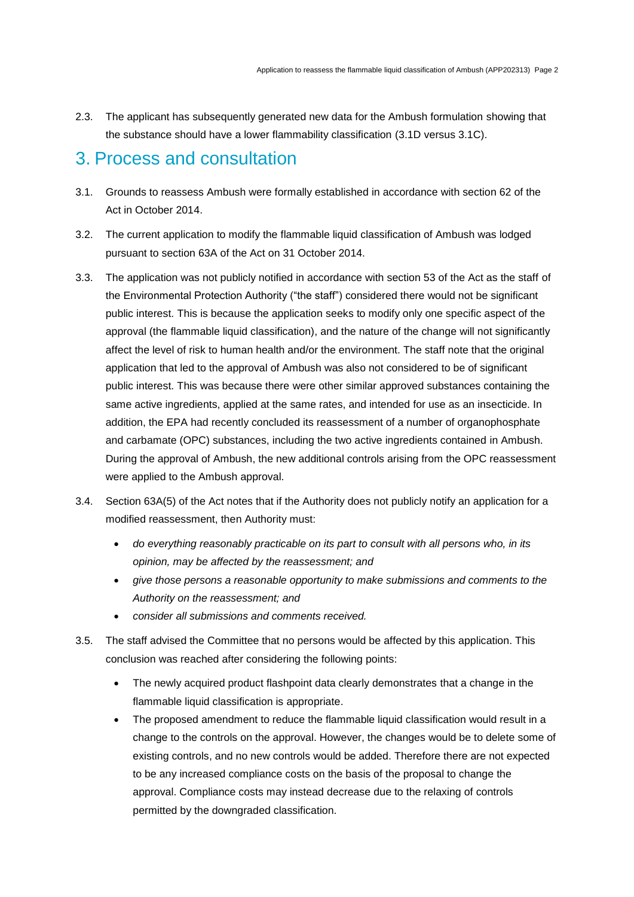2.3. The applicant has subsequently generated new data for the Ambush formulation showing that the substance should have a lower flammability classification (3.1D versus 3.1C).

# 3. Process and consultation

3.1. Grounds to reassess Ambush were formally established in accordance with section 62 of the Act in October 2014.

3.2. The current application to modify the flammable liquid classification of Ambush was lodged pursuant to section 63A of the Act on 31 October 2014.

3.3. The application was not publicly notified in accordance with section 53 of the Act as the staff of the Environmental Protection Authority ("the staff") considered there would not be significant public interest. This is because the application seeks to modify only one specific aspect of the approval (the flammable liquid classification), and the nature of the change will not significantly affect the level of risk to human health and/or the environment. The staff note that the original application that led to the approval of Ambush was also not considered to be of significant public interest. This was because there were other similar approved substances containing the same active ingredients, applied at the same rates, and intended for use as an insecticide. In addition, the EPA had recently concluded its reassessment of a number of organophosphate and carbamate (OPC) substances, including the two active ingredients contained in Ambush. During the approval of Ambush, the new additional controls arising from the OPC reassessment were applied to the Ambush approval.

3.4. Section 63A(5) of the Act notes that if the Authority does not publicly notify an application for a modified reassessment, then Authority must:

- *do everything reasonably practicable on its part to consult with all persons who, in its opinion, may be affected by the reassessment; and*
- *give those persons a reasonable opportunity to make submissions and comments to the Authority on the reassessment; and*
- *consider all submissions and comments received.*

3.5. The staff advised the Committee that no persons would be affected by this application. This conclusion was reached after considering the following points:

- The newly acquired product flashpoint data clearly demonstrates that a change in the flammable liquid classification is appropriate.
- The proposed amendment to reduce the flammable liquid classification would result in a change to the controls on the approval. However, the changes would be to delete some of existing controls, and no new controls would be added. Therefore there are not expected to be any increased compliance costs on the basis of the proposal to change the approval. Compliance costs may instead decrease due to the relaxing of controls permitted by the downgraded classification.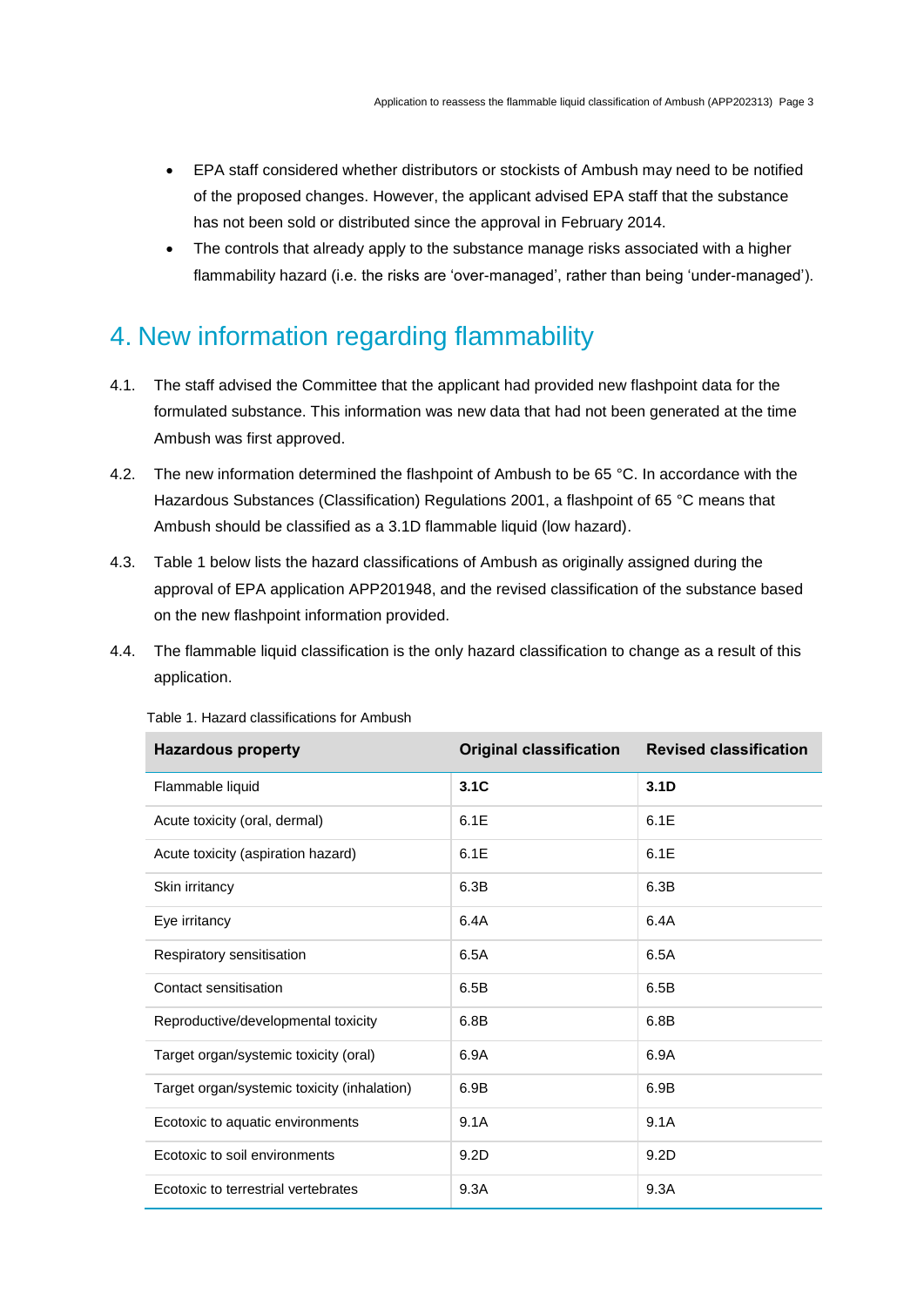- EPA staff considered whether distributors or stockists of Ambush may need to be notified of the proposed changes. However, the applicant advised EPA staff that the substance has not been sold or distributed since the approval in February 2014.
- The controls that already apply to the substance manage risks associated with a higher flammability hazard (i.e. the risks are 'over-managed', rather than being 'under-managed').

# 4. New information regarding flammability

4.1. The staff advised the Committee that the applicant had provided new flashpoint data for the formulated substance. This information was new data that had not been generated at the time Ambush was first approved.

4.2. The new information determined the flashpoint of Ambush to be 65 °C. In accordance with the Hazardous Substances (Classification) Regulations 2001, a flashpoint of 65 °C means that Ambush should be classified as a 3.1D flammable liquid (low hazard).

4.3. Table 1 below lists the hazard classifications of Ambush as originally assigned during the approval of EPA application APP201948, and the revised classification of the substance based on the new flashpoint information provided.

4.4. The flammable liquid classification is the only hazard classification to change as a result of this application.

Table 1. Hazard classifications for Ambush

| Hazardous property | Original classification | Revised classification |
|---|---|---|
| Flammable liquid | **3.1C** | **3.1D** |
| Acute toxicity (oral, dermal) | 6.1E | 6.1E |
| Acute toxicity (aspiration hazard) | 6.1E | 6.1E |
| Skin irritancy | 6.3B | 6.3B |
| Eye irritancy | 6.4A | 6.4A |
| Respiratory sensitisation | 6.5A | 6.5A |
| Contact sensitisation | 6.5B | 6.5B |
| Reproductive/developmental toxicity | 6.8B | 6.8B |
| Target organ/systemic toxicity (oral) | 6.9A | 6.9A |
| Target organ/systemic toxicity (inhalation) | 6.9B | 6.9B |
| Ecotoxic to aquatic environments | 9.1A | 9.1A |
| Ecotoxic to soil environments | 9.2D | 9.2D |
| Ecotoxic to terrestrial vertebrates | 9.3A | 9.3A |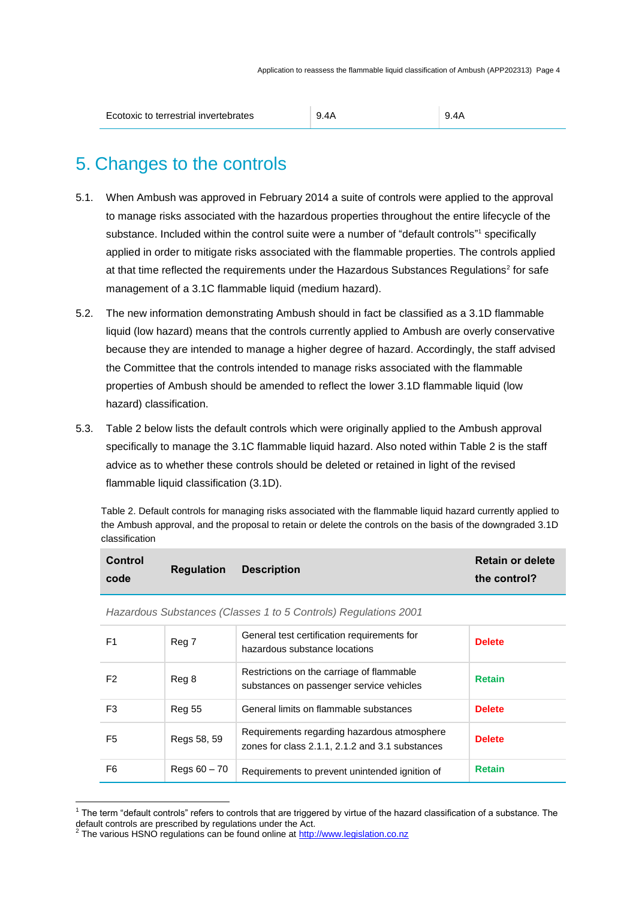| Ecotoxic to terrestrial invertebrates | 9.4A | 9.4A |
|---|---|---|

## 5. Changes to the controls

5.1. When Ambush was approved in February 2014 a suite of controls were applied to the approval to manage risks associated with the hazardous properties throughout the entire lifecycle of the substance. Included within the control suite were a number of "default controls"[1] specifically applied in order to mitigate risks associated with the flammable properties. The controls applied at that time reflected the requirements under the Hazardous Substances Regulations[2] for safe management of a 3.1C flammable liquid (medium hazard).

5.2. The new information demonstrating Ambush should in fact be classified as a 3.1D flammable liquid (low hazard) means that the controls currently applied to Ambush are overly conservative because they are intended to manage a higher degree of hazard. Accordingly, the staff advised the Committee that the controls intended to manage risks associated with the flammable properties of Ambush should be amended to reflect the lower 3.1D flammable liquid (low hazard) classification.

5.3. Table 2 below lists the default controls which were originally applied to the Ambush approval specifically to manage the 3.1C flammable liquid hazard. Also noted within Table 2 is the staff advice as to whether these controls should be deleted or retained in light of the revised flammable liquid classification (3.1D).

Table 2. Default controls for managing risks associated with the flammable liquid hazard currently applied to the Ambush approval, and the proposal to retain or delete the controls on the basis of the downgraded 3.1D classification

| Control code | Regulation | Description | Retain or delete the control? |
|---|---|---|---|
| *Hazardous Substances (Classes 1 to 5 Controls) Regulations 2001* | | | |
| F1 | Reg 7 | General test certification requirements for hazardous substance locations | **Delete** |
| F2 | Reg 8 | Restrictions on the carriage of flammable substances on passenger service vehicles | **Retain** |
| F3 | Reg 55 | General limits on flammable substances | **Delete** |
| F5 | Regs 58, 59 | Requirements regarding hazardous atmosphere zones for class 2.1.1, 2.1.2 and 3.1 substances | **Delete** |
| F6 | Regs 60 – 70 | Requirements to prevent unintended ignition of | **Retain** |

[1] The term "default controls" refers to controls that are triggered by virtue of the hazard classification of a substance. The default controls are prescribed by regulations under the Act.

[2] The various HSNO regulations can be found online at http://www.legislation.co.nz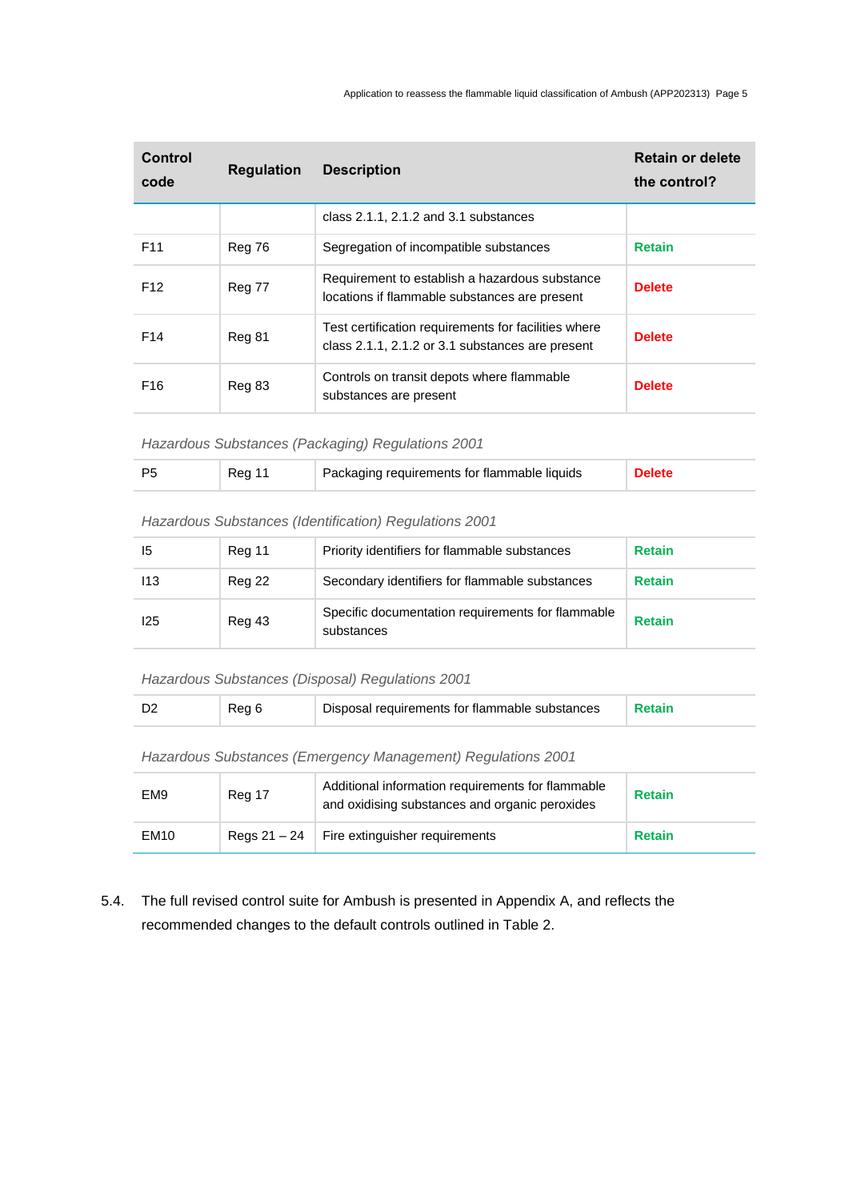| Control code | Regulation | Description | Retain or delete the control? |
|---|---|---|---|
| | | class 2.1.1, 2.1.2 and 3.1 substances | |
| F11 | Reg 76 | Segregation of incompatible substances | **Retain** |
| F12 | Reg 77 | Requirement to establish a hazardous substance locations if flammable substances are present | **Delete** |
| F14 | Reg 81 | Test certification requirements for facilities where class 2.1.1, 2.1.2 or 3.1 substances are present | **Delete** |
| F16 | Reg 83 | Controls on transit depots where flammable substances are present | **Delete** |
| *Hazardous Substances (Packaging) Regulations 2001* | | | |
| P5 | Reg 11 | Packaging requirements for flammable liquids | **Delete** |
| *Hazardous Substances (Identification) Regulations 2001* | | | |
| I5 | Reg 11 | Priority identifiers for flammable substances | **Retain** |
| I13 | Reg 22 | Secondary identifiers for flammable substances | **Retain** |
| I25 | Reg 43 | Specific documentation requirements for flammable substances | **Retain** |
| *Hazardous Substances (Disposal) Regulations 2001* | | | |
| D2 | Reg 6 | Disposal requirements for flammable substances | **Retain** |
| *Hazardous Substances (Emergency Management) Regulations 2001* | | | |
| EM9 | Reg 17 | Additional information requirements for flammable and oxidising substances and organic peroxides | **Retain** |
| EM10 | Regs 21 – 24 | Fire extinguisher requirements | **Retain** |

5.4. The full revised control suite for Ambush is presented in Appendix A, and reflects the recommended changes to the default controls outlined in Table 2.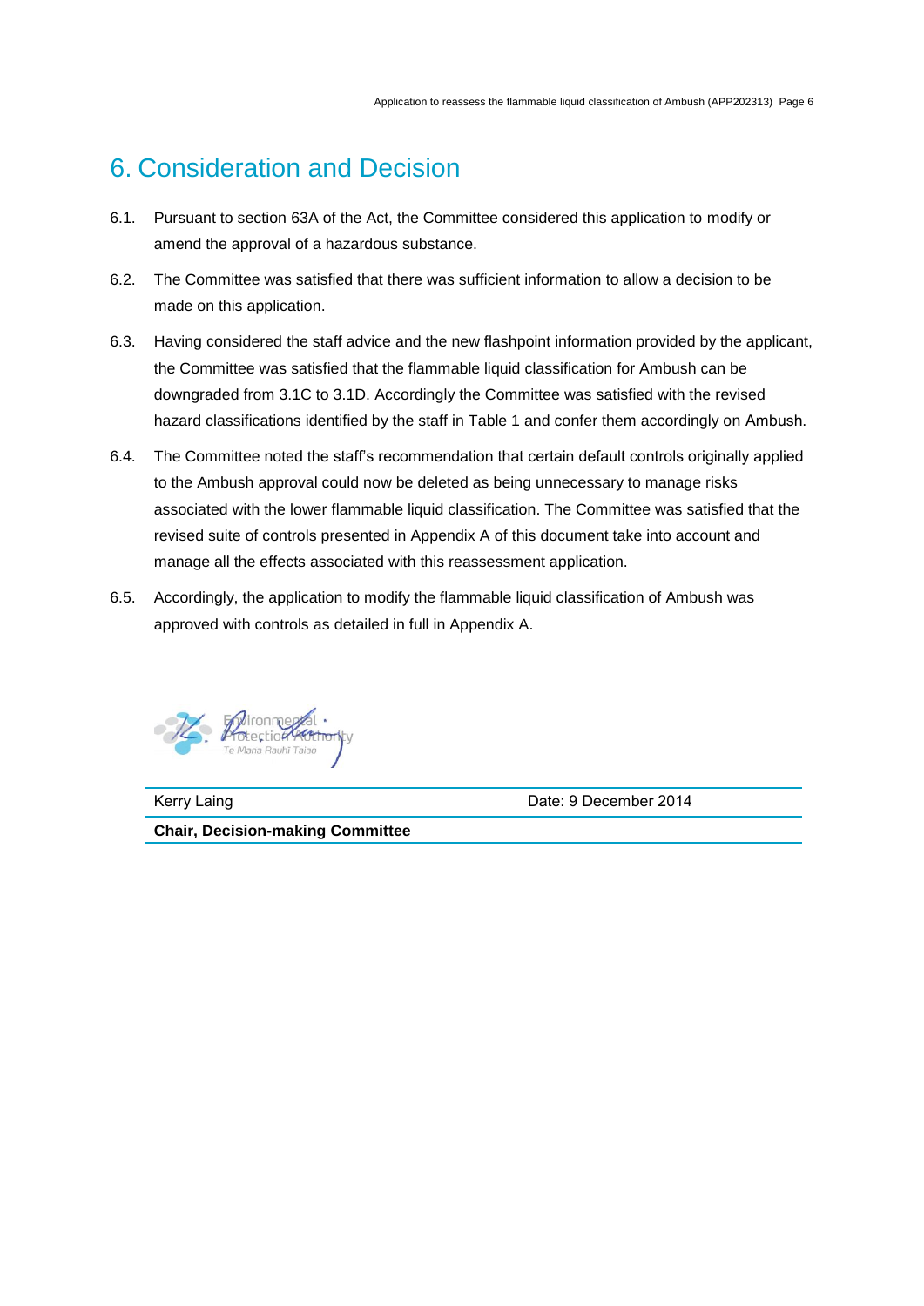# 6. Consideration and Decision

6.1. Pursuant to section 63A of the Act, the Committee considered this application to modify or amend the approval of a hazardous substance.

6.2. The Committee was satisfied that there was sufficient information to allow a decision to be made on this application.

6.3. Having considered the staff advice and the new flashpoint information provided by the applicant, the Committee was satisfied that the flammable liquid classification for Ambush can be downgraded from 3.1C to 3.1D. Accordingly the Committee was satisfied with the revised hazard classifications identified by the staff in Table 1 and confer them accordingly on Ambush.

6.4. The Committee noted the staff's recommendation that certain default controls originally applied to the Ambush approval could now be deleted as being unnecessary to manage risks associated with the lower flammable liquid classification. The Committee was satisfied that the revised suite of controls presented in Appendix A of this document take into account and manage all the effects associated with this reassessment application.

6.5. Accordingly, the application to modify the flammable liquid classification of Ambush was approved with controls as detailed in full in Appendix A.

| Kerry Laing | Date: 9 December 2014 |
|---|---|
| **Chair, Decision-making Committee** | |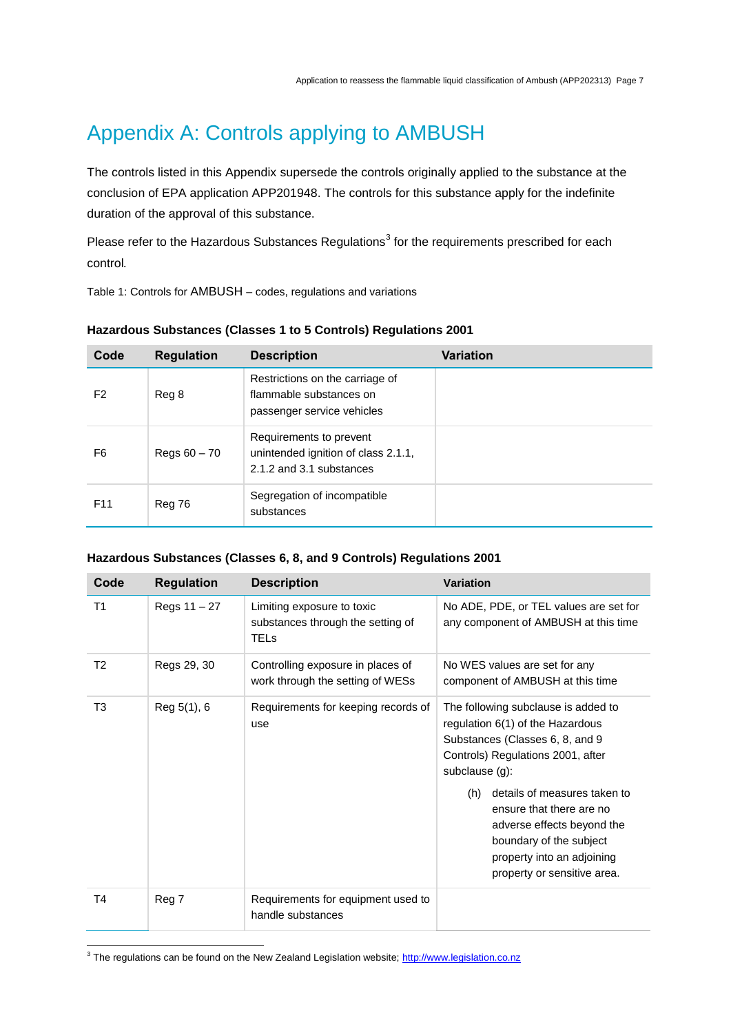# Appendix A: Controls applying to AMBUSH

The controls listed in this Appendix supersede the controls originally applied to the substance at the conclusion of EPA application APP201948. The controls for this substance apply for the indefinite duration of the approval of this substance.

Please refer to the Hazardous Substances Regulations[3] for the requirements prescribed for each control.

Table 1: Controls for AMBUSH – codes, regulations and variations

**Hazardous Substances (Classes 1 to 5 Controls) Regulations 2001**

| Code | Regulation | Description | Variation |
|---|---|---|---|
| F2 | Reg 8 | Restrictions on the carriage of flammable substances on passenger service vehicles | |
| F6 | Regs 60 – 70 | Requirements to prevent unintended ignition of class 2.1.1, 2.1.2 and 3.1 substances | |
| F11 | Reg 76 | Segregation of incompatible substances | |

**Hazardous Substances (Classes 6, 8, and 9 Controls) Regulations 2001**

| Code | Regulation | Description | Variation |
|---|---|---|---|
| T1 | Regs 11 – 27 | Limiting exposure to toxic substances through the setting of TELs | No ADE, PDE, or TEL values are set for any component of AMBUSH at this time |
| T2 | Regs 29, 30 | Controlling exposure in places of work through the setting of WESs | No WES values are set for any component of AMBUSH at this time |
| T3 | Reg 5(1), 6 | Requirements for keeping records of use | The following subclause is added to regulation 6(1) of the Hazardous Substances (Classes 6, 8, and 9 Controls) Regulations 2001, after subclause (g): (h) details of measures taken to ensure that there are no adverse effects beyond the boundary of the subject property into an adjoining property or sensitive area. |
| T4 | Reg 7 | Requirements for equipment used to handle substances | |

[3] The regulations can be found on the New Zealand Legislation website; http://www.legislation.co.nz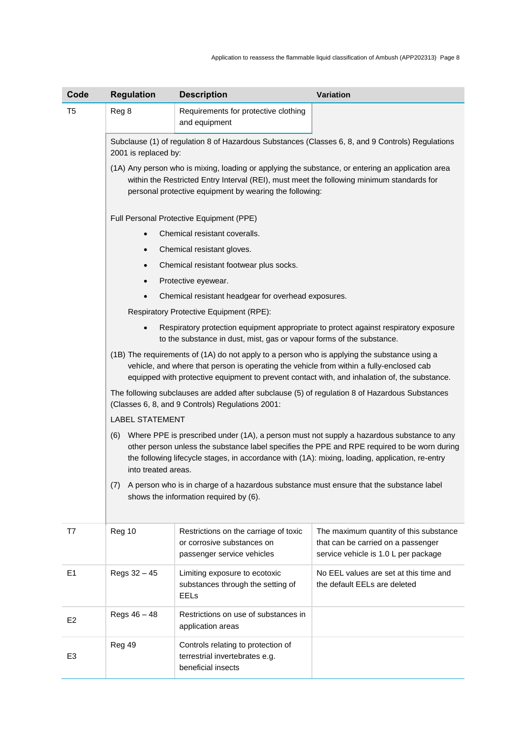| Code | Regulation | Description | Variation |
|---|---|---|---|
| T5 | Reg 8 | Requirements for protective clothing and equipment | |

Subclause (1) of regulation 8 of Hazardous Substances (Classes 6, 8, and 9 Controls) Regulations 2001 is replaced by:

(1A) Any person who is mixing, loading or applying the substance, or entering an application area within the Restricted Entry Interval (REI), must meet the following minimum standards for personal protective equipment by wearing the following:

Full Personal Protective Equipment (PPE)

- Chemical resistant coveralls.
- Chemical resistant gloves.
- Chemical resistant footwear plus socks.
- Protective eyewear.
- Chemical resistant headgear for overhead exposures.

Respiratory Protective Equipment (RPE):

- Respiratory protection equipment appropriate to protect against respiratory exposure to the substance in dust, mist, gas or vapour forms of the substance.

(1B) The requirements of (1A) do not apply to a person who is applying the substance using a vehicle, and where that person is operating the vehicle from within a fully-enclosed cab equipped with protective equipment to prevent contact with, and inhalation of, the substance.

The following subclauses are added after subclause (5) of regulation 8 of Hazardous Substances (Classes 6, 8, and 9 Controls) Regulations 2001:

LABEL STATEMENT

(6) Where PPE is prescribed under (1A), a person must not supply a hazardous substance to any other person unless the substance label specifies the PPE and RPE required to be worn during the following lifecycle stages, in accordance with (1A): mixing, loading, application, re-entry into treated areas.

(7) A person who is in charge of a hazardous substance must ensure that the substance label shows the information required by (6).

| Code | Regulation | Description | Variation |
|---|---|---|---|
| T7 | Reg 10 | Restrictions on the carriage of toxic or corrosive substances on passenger service vehicles | The maximum quantity of this substance that can be carried on a passenger service vehicle is 1.0 L per package |
| E1 | Regs 32 – 45 | Limiting exposure to ecotoxic substances through the setting of EELs | No EEL values are set at this time and the default EELs are deleted |
| E2 | Regs 46 – 48 | Restrictions on use of substances in application areas | |
| E3 | Reg 49 | Controls relating to protection of terrestrial invertebrates e.g. beneficial insects | |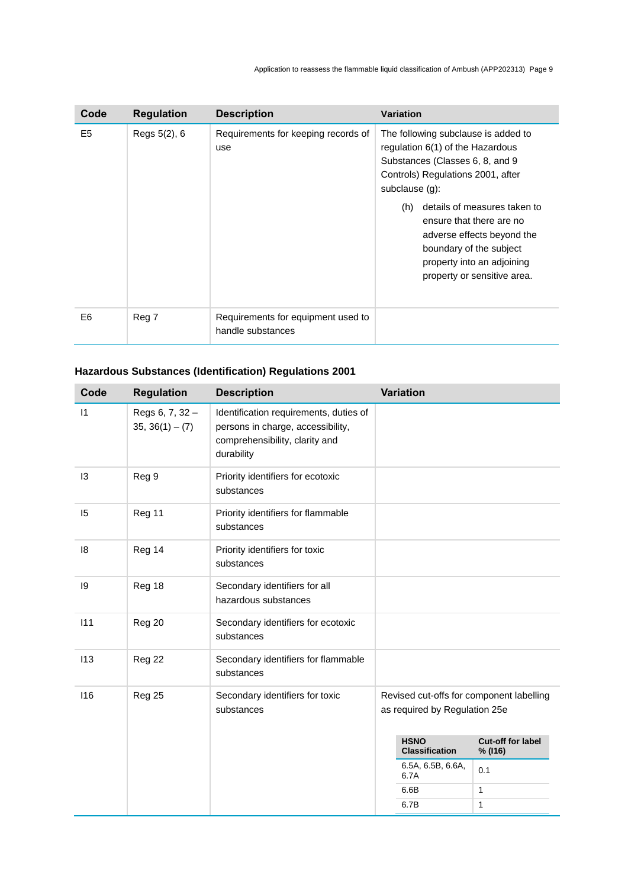| Code | Regulation | Description | Variation |
|---|---|---|---|
| E5 | Regs 5(2), 6 | Requirements for keeping records of use | The following subclause is added to regulation 6(1) of the Hazardous Substances (Classes 6, 8, and 9 Controls) Regulations 2001, after subclause (g): (h) details of measures taken to ensure that there are no adverse effects beyond the boundary of the subject property into an adjoining property or sensitive area. |
| E6 | Reg 7 | Requirements for equipment used to handle substances | |

### Hazardous Substances (Identification) Regulations 2001

| Code | Regulation | Description | Variation |
|---|---|---|---|
| I1 | Regs 6, 7, 32 – 35, 36(1) – (7) | Identification requirements, duties of persons in charge, accessibility, comprehensibility, clarity and durability | |
| I3 | Reg 9 | Priority identifiers for ecotoxic substances | |
| I5 | Reg 11 | Priority identifiers for flammable substances | |
| I8 | Reg 14 | Priority identifiers for toxic substances | |
| I9 | Reg 18 | Secondary identifiers for all hazardous substances | |
| I11 | Reg 20 | Secondary identifiers for ecotoxic substances | |
| I13 | Reg 22 | Secondary identifiers for flammable substances | |
| I16 | Reg 25 | Secondary identifiers for toxic substances | Revised cut-offs for component labelling as required by Regulation 25e |

| HSNO Classification | Cut-off for label % (I16) |
|---|---|
| 6.5A, 6.5B, 6.6A, 6.7A | 0.1 |
| 6.6B | 1 |
| 6.7B | 1 |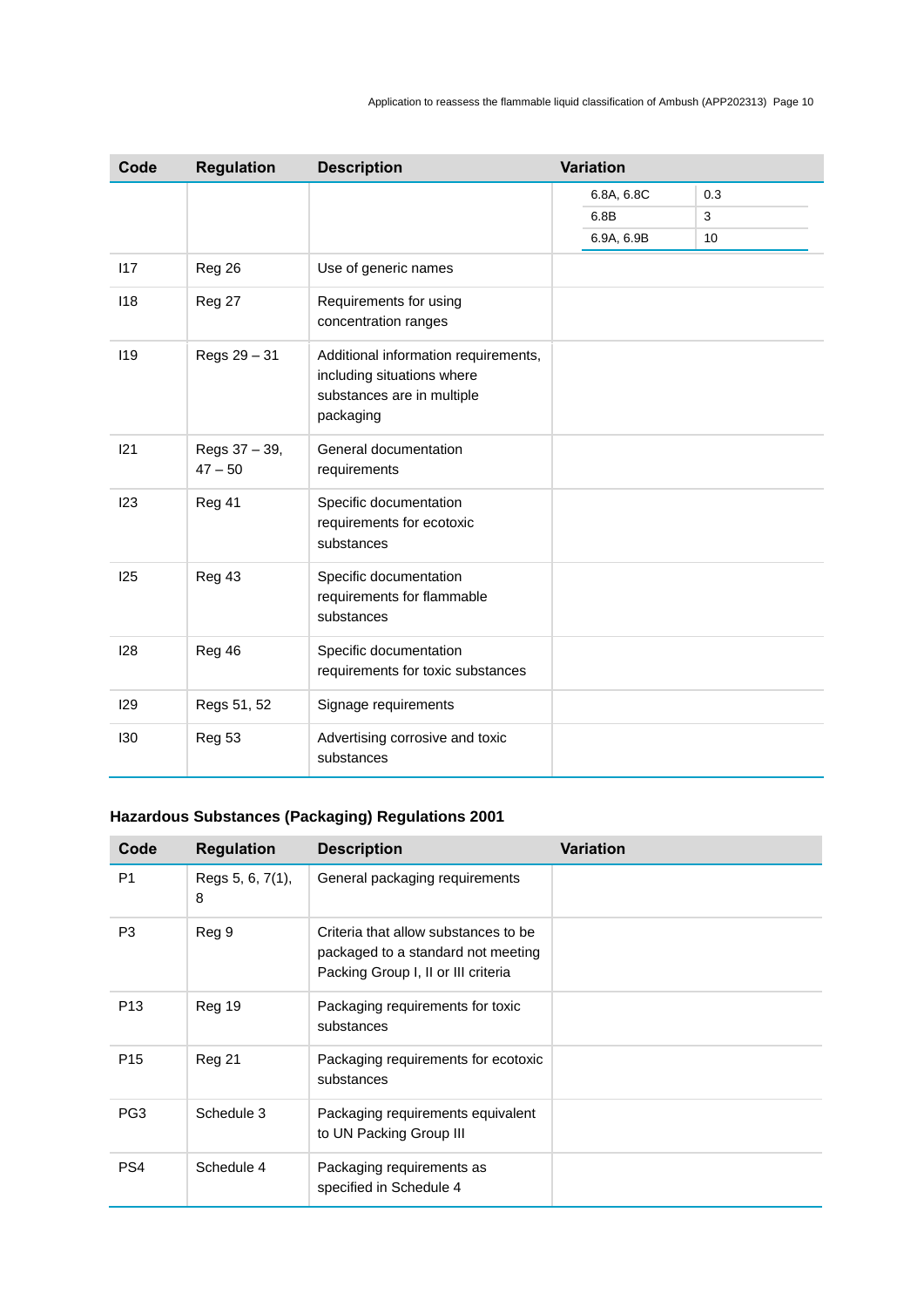| Code | Regulation | Description | Variation |
|---|---|---|---|
| | | | 6.8A, 6.8C: 0.3<br>6.8B: 3<br>6.9A, 6.9B: 10 |
| I17 | Reg 26 | Use of generic names | |
| I18 | Reg 27 | Requirements for using concentration ranges | |
| I19 | Regs 29 – 31 | Additional information requirements, including situations where substances are in multiple packaging | |
| I21 | Regs 37 – 39, 47 – 50 | General documentation requirements | |
| I23 | Reg 41 | Specific documentation requirements for ecotoxic substances | |
| I25 | Reg 43 | Specific documentation requirements for flammable substances | |
| I28 | Reg 46 | Specific documentation requirements for toxic substances | |
| I29 | Regs 51, 52 | Signage requirements | |
| I30 | Reg 53 | Advertising corrosive and toxic substances | |

**Hazardous Substances (Packaging) Regulations 2001**

| Code | Regulation | Description | Variation |
|---|---|---|---|
| P1 | Regs 5, 6, 7(1), 8 | General packaging requirements | |
| P3 | Reg 9 | Criteria that allow substances to be packaged to a standard not meeting Packing Group I, II or III criteria | |
| P13 | Reg 19 | Packaging requirements for toxic substances | |
| P15 | Reg 21 | Packaging requirements for ecotoxic substances | |
| PG3 | Schedule 3 | Packaging requirements equivalent to UN Packing Group III | |
| PS4 | Schedule 4 | Packaging requirements as specified in Schedule 4 | |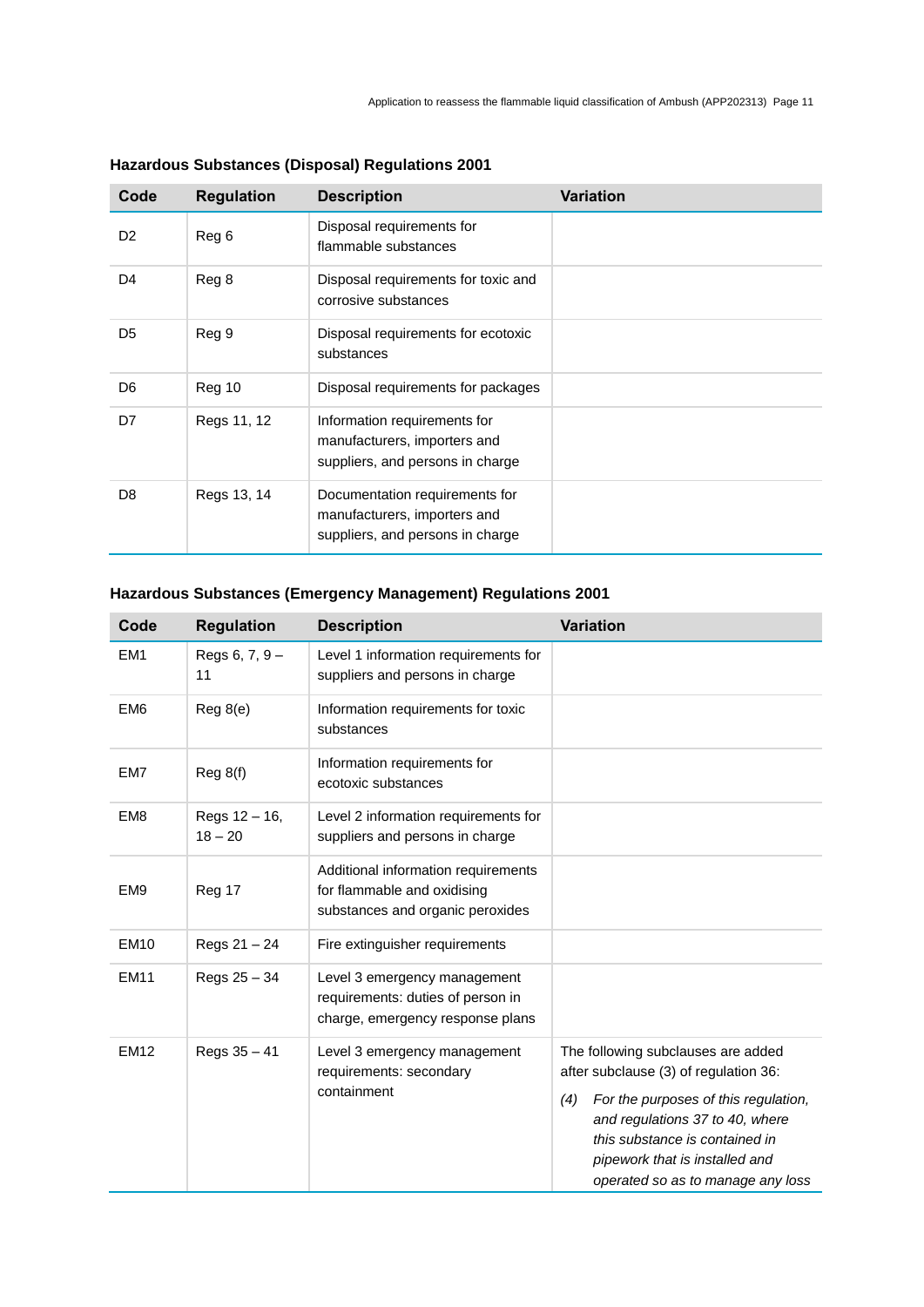### Hazardous Substances (Disposal) Regulations 2001

| Code | Regulation | Description | Variation |
|---|---|---|---|
| D2 | Reg 6 | Disposal requirements for flammable substances | |
| D4 | Reg 8 | Disposal requirements for toxic and corrosive substances | |
| D5 | Reg 9 | Disposal requirements for ecotoxic substances | |
| D6 | Reg 10 | Disposal requirements for packages | |
| D7 | Regs 11, 12 | Information requirements for manufacturers, importers and suppliers, and persons in charge | |
| D8 | Regs 13, 14 | Documentation requirements for manufacturers, importers and suppliers, and persons in charge | |

### Hazardous Substances (Emergency Management) Regulations 2001

| Code | Regulation | Description | Variation |
|---|---|---|---|
| EM1 | Regs 6, 7, 9 – 11 | Level 1 information requirements for suppliers and persons in charge | |
| EM6 | Reg 8(e) | Information requirements for toxic substances | |
| EM7 | Reg 8(f) | Information requirements for ecotoxic substances | |
| EM8 | Regs 12 – 16, 18 – 20 | Level 2 information requirements for suppliers and persons in charge | |
| EM9 | Reg 17 | Additional information requirements for flammable and oxidising substances and organic peroxides | |
| EM10 | Regs 21 – 24 | Fire extinguisher requirements | |
| EM11 | Regs 25 – 34 | Level 3 emergency management requirements: duties of person in charge, emergency response plans | |
| EM12 | Regs 35 – 41 | Level 3 emergency management requirements: secondary containment | The following subclauses are added after subclause (3) of regulation 36: *(4) For the purposes of this regulation, and regulations 37 to 40, where this substance is contained in pipework that is installed and operated so as to manage any loss* |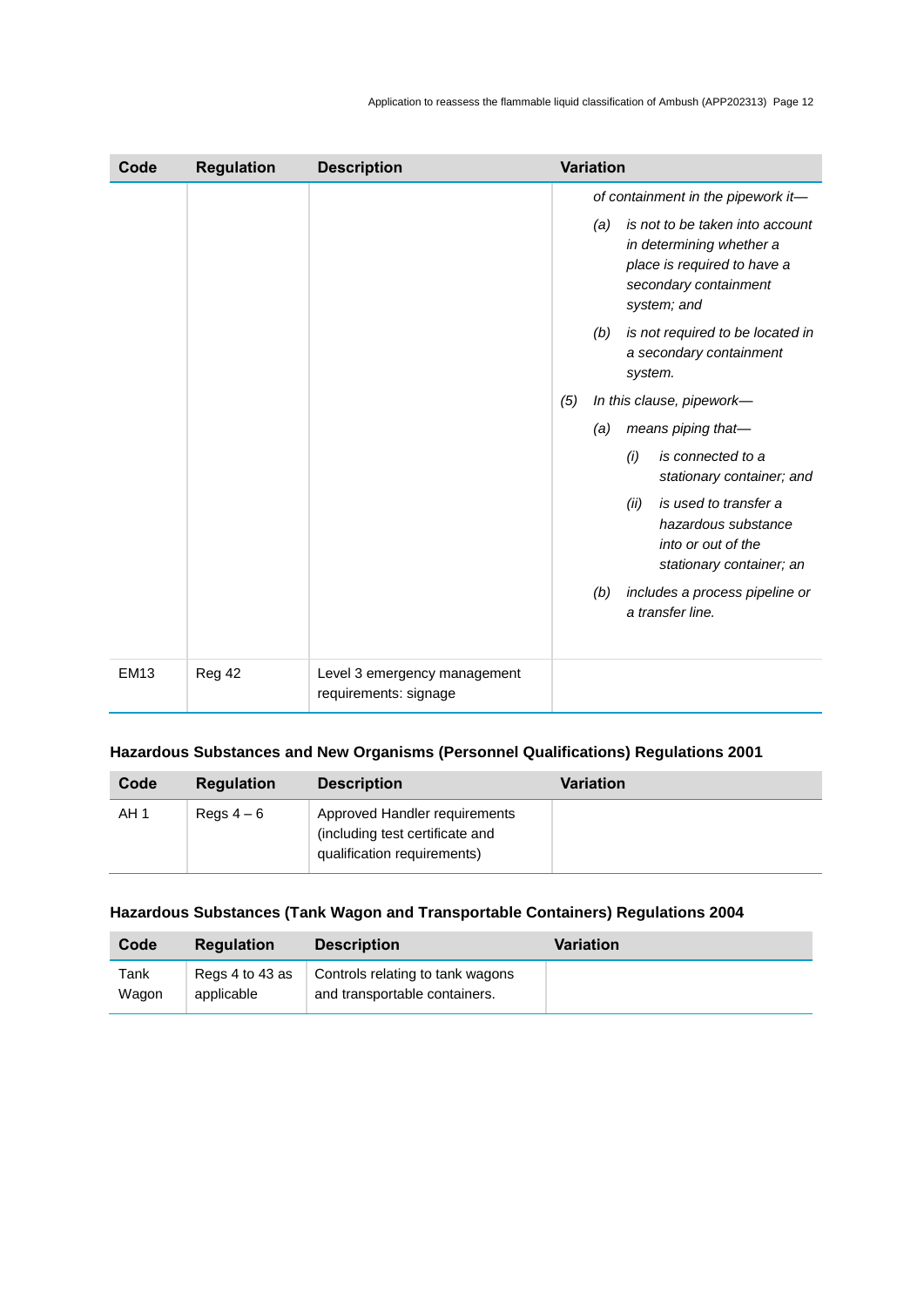| Code | Regulation | Description | Variation |
|---|---|---|---|
| | | | *of containment in the pipework it—* <br> *(a) is not to be taken into account in determining whether a place is required to have a secondary containment system; and* <br> *(b) is not required to be located in a secondary containment system.* <br> *(5) In this clause, pipework—* <br> *(a) means piping that—* <br> *(i) is connected to a stationary container; and* <br> *(ii) is used to transfer a hazardous substance into or out of the stationary container; an* <br> *(b) includes a process pipeline or a transfer line.* |
| EM13 | Reg 42 | Level 3 emergency management requirements: signage | |

### Hazardous Substances and New Organisms (Personnel Qualifications) Regulations 2001

| Code | Regulation | Description | Variation |
|---|---|---|---|
| AH 1 | Regs 4 – 6 | Approved Handler requirements (including test certificate and qualification requirements) | |

### Hazardous Substances (Tank Wagon and Transportable Containers) Regulations 2004

| Code | Regulation | Description | Variation |
|---|---|---|---|
| Tank Wagon | Regs 4 to 43 as applicable | Controls relating to tank wagons and transportable containers. | |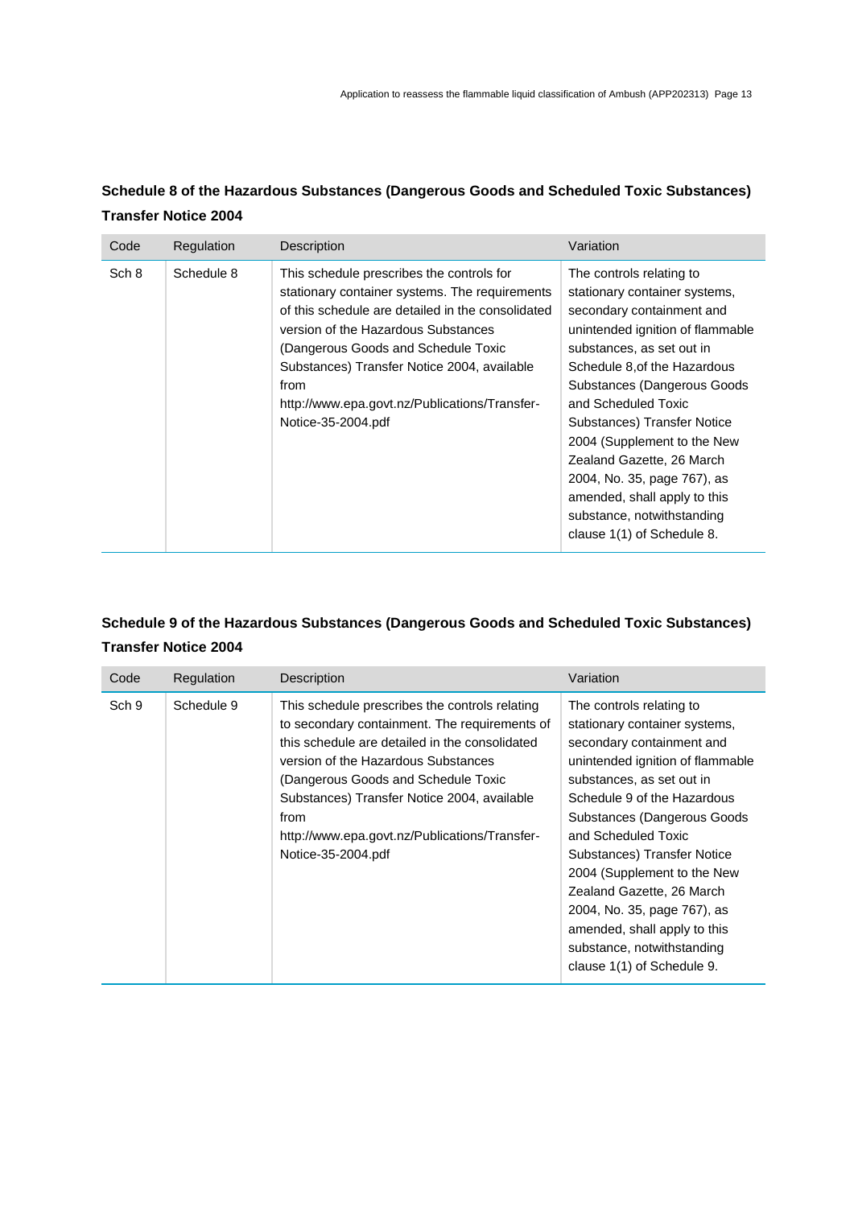**Schedule 8 of the Hazardous Substances (Dangerous Goods and Scheduled Toxic Substances) Transfer Notice 2004**

| Code | Regulation | Description | Variation |
|---|---|---|---|
| Sch 8 | Schedule 8 | This schedule prescribes the controls for stationary container systems. The requirements of this schedule are detailed in the consolidated version of the Hazardous Substances (Dangerous Goods and Schedule Toxic Substances) Transfer Notice 2004, available from http://www.epa.govt.nz/Publications/Transfer-Notice-35-2004.pdf | The controls relating to stationary container systems, secondary containment and unintended ignition of flammable substances, as set out in Schedule 8,of the Hazardous Substances (Dangerous Goods and Scheduled Toxic Substances) Transfer Notice 2004 (Supplement to the New Zealand Gazette, 26 March 2004, No. 35, page 767), as amended, shall apply to this substance, notwithstanding clause 1(1) of Schedule 8. |

**Schedule 9 of the Hazardous Substances (Dangerous Goods and Scheduled Toxic Substances) Transfer Notice 2004**

| Code | Regulation | Description | Variation |
|---|---|---|---|
| Sch 9 | Schedule 9 | This schedule prescribes the controls relating to secondary containment. The requirements of this schedule are detailed in the consolidated version of the Hazardous Substances (Dangerous Goods and Schedule Toxic Substances) Transfer Notice 2004, available from http://www.epa.govt.nz/Publications/Transfer-Notice-35-2004.pdf | The controls relating to stationary container systems, secondary containment and unintended ignition of flammable substances, as set out in Schedule 9 of the Hazardous Substances (Dangerous Goods and Scheduled Toxic Substances) Transfer Notice 2004 (Supplement to the New Zealand Gazette, 26 March 2004, No. 35, page 767), as amended, shall apply to this substance, notwithstanding clause 1(1) of Schedule 9. |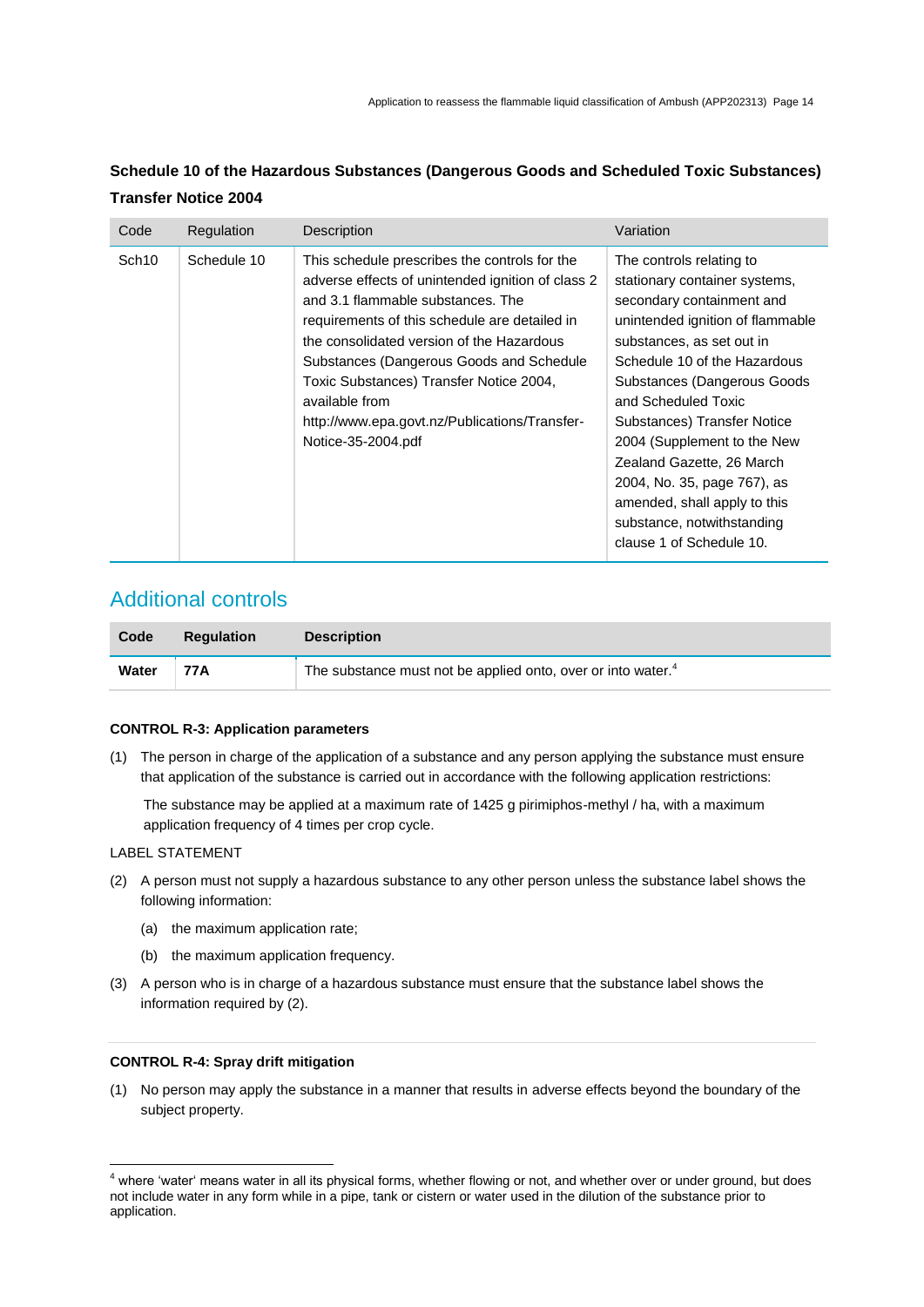**Schedule 10 of the Hazardous Substances (Dangerous Goods and Scheduled Toxic Substances) Transfer Notice 2004**

| Code | Regulation | Description | Variation |
|---|---|---|---|
| Sch10 | Schedule 10 | This schedule prescribes the controls for the adverse effects of unintended ignition of class 2 and 3.1 flammable substances. The requirements of this schedule are detailed in the consolidated version of the Hazardous Substances (Dangerous Goods and Schedule Toxic Substances) Transfer Notice 2004, available from http://www.epa.govt.nz/Publications/Transfer-Notice-35-2004.pdf | The controls relating to stationary container systems, secondary containment and unintended ignition of flammable substances, as set out in Schedule 10 of the Hazardous Substances (Dangerous Goods and Scheduled Toxic Substances) Transfer Notice 2004 (Supplement to the New Zealand Gazette, 26 March 2004, No. 35, page 767), as amended, shall apply to this substance, notwithstanding clause 1 of Schedule 10. |

## Additional controls

| Code | Regulation | Description |
|---|---|---|
| **Water** | **77A** | The substance must not be applied onto, over or into water.[4] |

**CONTROL R-3: Application parameters**

(1) The person in charge of the application of a substance and any person applying the substance must ensure that application of the substance is carried out in accordance with the following application restrictions:

The substance may be applied at a maximum rate of 1425 g pirimiphos-methyl / ha, with a maximum application frequency of 4 times per crop cycle.

LABEL STATEMENT

(2) A person must not supply a hazardous substance to any other person unless the substance label shows the following information:

(a) the maximum application rate;

(b) the maximum application frequency.

(3) A person who is in charge of a hazardous substance must ensure that the substance label shows the information required by (2).

**CONTROL R-4: Spray drift mitigation**

(1) No person may apply the substance in a manner that results in adverse effects beyond the boundary of the subject property.

---

[4] where 'water' means water in all its physical forms, whether flowing or not, and whether over or under ground, but does not include water in any form while in a pipe, tank or cistern or water used in the dilution of the substance prior to application.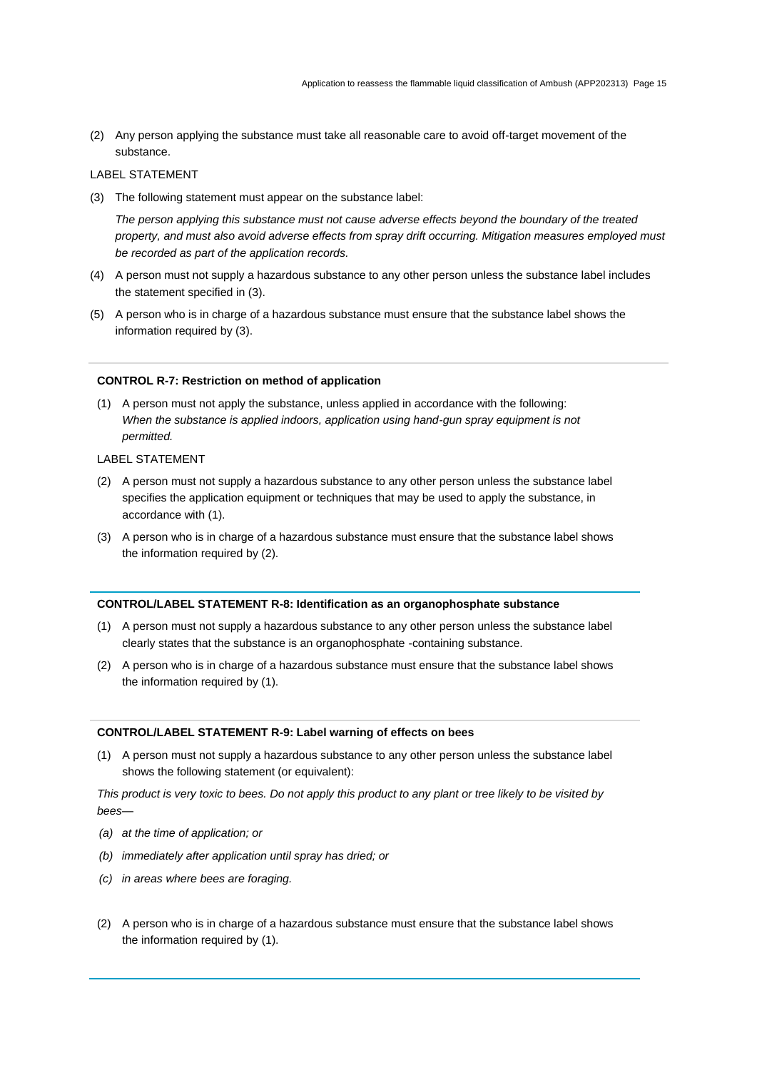(2) Any person applying the substance must take all reasonable care to avoid off-target movement of the substance.

LABEL STATEMENT

(3) The following statement must appear on the substance label:

*The person applying this substance must not cause adverse effects beyond the boundary of the treated property, and must also avoid adverse effects from spray drift occurring. Mitigation measures employed must be recorded as part of the application records.*

(4) A person must not supply a hazardous substance to any other person unless the substance label includes the statement specified in (3).

(5) A person who is in charge of a hazardous substance must ensure that the substance label shows the information required by (3).

---

**CONTROL R-7: Restriction on method of application**

(1) A person must not apply the substance, unless applied in accordance with the following:
*When the substance is applied indoors, application using hand-gun spray equipment is not permitted.*

LABEL STATEMENT

(2) A person must not supply a hazardous substance to any other person unless the substance label specifies the application equipment or techniques that may be used to apply the substance, in accordance with (1).

(3) A person who is in charge of a hazardous substance must ensure that the substance label shows the information required by (2).

---

**CONTROL/LABEL STATEMENT R-8: Identification as an organophosphate substance**

(1) A person must not supply a hazardous substance to any other person unless the substance label clearly states that the substance is an organophosphate -containing substance.

(2) A person who is in charge of a hazardous substance must ensure that the substance label shows the information required by (1).

---

**CONTROL/LABEL STATEMENT R-9: Label warning of effects on bees**

(1) A person must not supply a hazardous substance to any other person unless the substance label shows the following statement (or equivalent):

*This product is very toxic to bees. Do not apply this product to any plant or tree likely to be visited by bees—*

*(a) at the time of application; or*

*(b) immediately after application until spray has dried; or*

*(c) in areas where bees are foraging.*

(2) A person who is in charge of a hazardous substance must ensure that the substance label shows the information required by (1).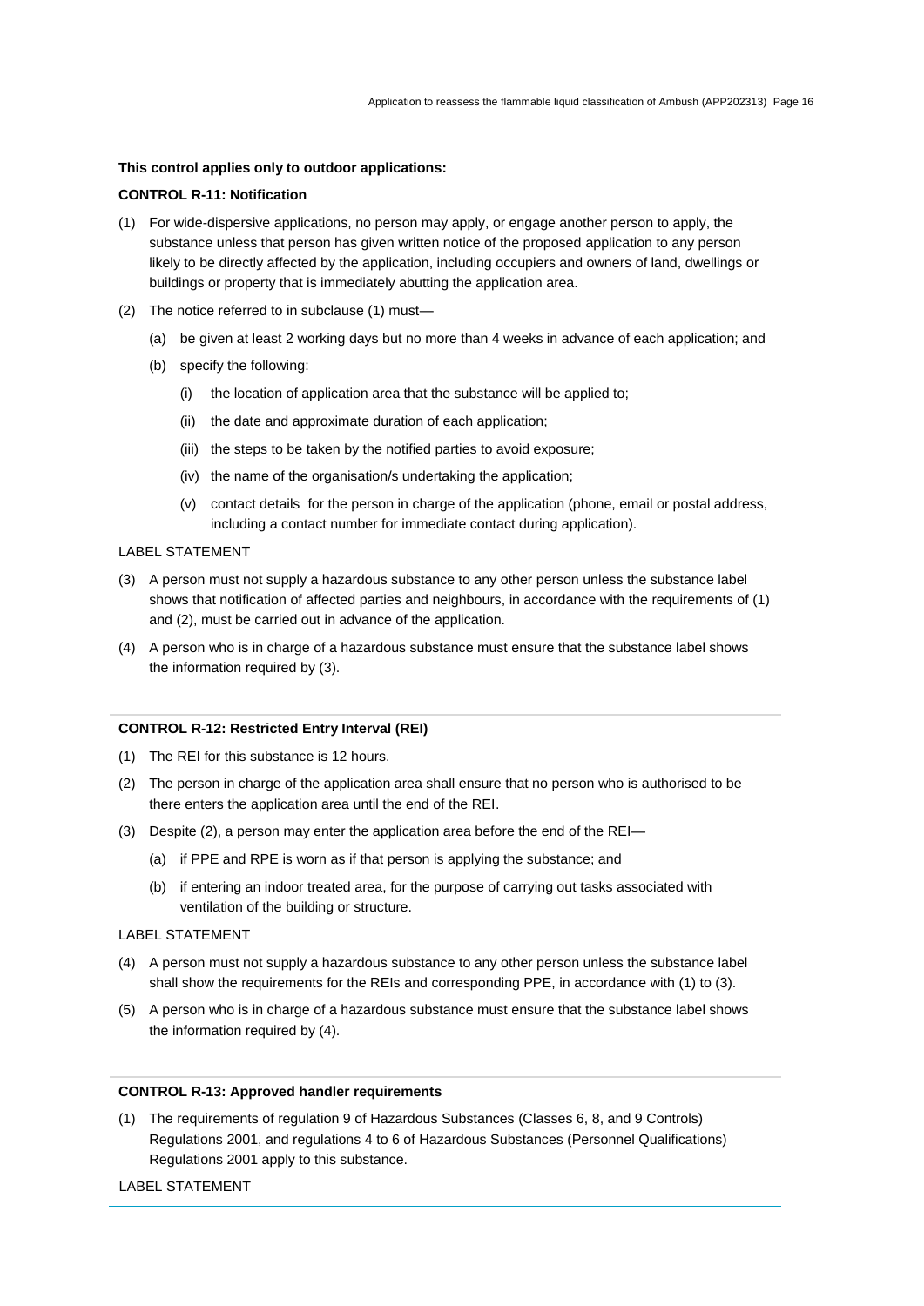**This control applies only to outdoor applications:**

**CONTROL R-11: Notification**

(1) For wide-dispersive applications, no person may apply, or engage another person to apply, the substance unless that person has given written notice of the proposed application to any person likely to be directly affected by the application, including occupiers and owners of land, dwellings or buildings or property that is immediately abutting the application area.

(2) The notice referred to in subclause (1) must—

  (a) be given at least 2 working days but no more than 4 weeks in advance of each application; and

  (b) specify the following:

    (i) the location of application area that the substance will be applied to;

    (ii) the date and approximate duration of each application;

    (iii) the steps to be taken by the notified parties to avoid exposure;

    (iv) the name of the organisation/s undertaking the application;

    (v) contact details for the person in charge of the application (phone, email or postal address, including a contact number for immediate contact during application).

LABEL STATEMENT

(3) A person must not supply a hazardous substance to any other person unless the substance label shows that notification of affected parties and neighbours, in accordance with the requirements of (1) and (2), must be carried out in advance of the application.

(4) A person who is in charge of a hazardous substance must ensure that the substance label shows the information required by (3).

---

**CONTROL R-12: Restricted Entry Interval (REI)**

(1) The REI for this substance is 12 hours.

(2) The person in charge of the application area shall ensure that no person who is authorised to be there enters the application area until the end of the REI.

(3) Despite (2), a person may enter the application area before the end of the REI—

  (a) if PPE and RPE is worn as if that person is applying the substance; and

  (b) if entering an indoor treated area, for the purpose of carrying out tasks associated with ventilation of the building or structure.

LABEL STATEMENT

(4) A person must not supply a hazardous substance to any other person unless the substance label shall show the requirements for the REIs and corresponding PPE, in accordance with (1) to (3).

(5) A person who is in charge of a hazardous substance must ensure that the substance label shows the information required by (4).

---

**CONTROL R-13: Approved handler requirements**

(1) The requirements of regulation 9 of Hazardous Substances (Classes 6, 8, and 9 Controls) Regulations 2001, and regulations 4 to 6 of Hazardous Substances (Personnel Qualifications) Regulations 2001 apply to this substance.

LABEL STATEMENT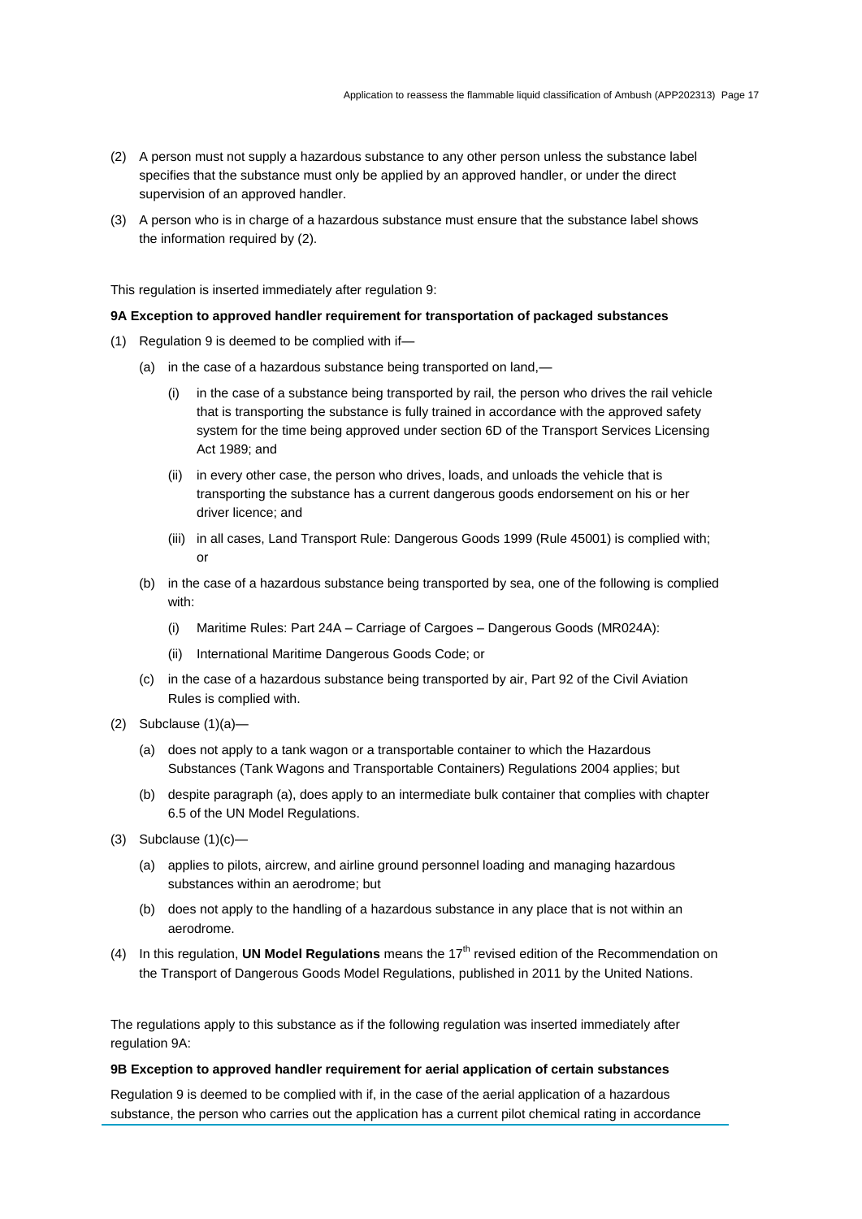(2) A person must not supply a hazardous substance to any other person unless the substance label specifies that the substance must only be applied by an approved handler, or under the direct supervision of an approved handler.

(3) A person who is in charge of a hazardous substance must ensure that the substance label shows the information required by (2).

This regulation is inserted immediately after regulation 9:

**9A Exception to approved handler requirement for transportation of packaged substances**

(1) Regulation 9 is deemed to be complied with if—

  (a) in the case of a hazardous substance being transported on land,—

    (i) in the case of a substance being transported by rail, the person who drives the rail vehicle that is transporting the substance is fully trained in accordance with the approved safety system for the time being approved under section 6D of the Transport Services Licensing Act 1989; and

    (ii) in every other case, the person who drives, loads, and unloads the vehicle that is transporting the substance has a current dangerous goods endorsement on his or her driver licence; and

    (iii) in all cases, Land Transport Rule: Dangerous Goods 1999 (Rule 45001) is complied with; or

  (b) in the case of a hazardous substance being transported by sea, one of the following is complied with:

    (i) Maritime Rules: Part 24A – Carriage of Cargoes – Dangerous Goods (MR024A):

    (ii) International Maritime Dangerous Goods Code; or

  (c) in the case of a hazardous substance being transported by air, Part 92 of the Civil Aviation Rules is complied with.

(2) Subclause (1)(a)—

  (a) does not apply to a tank wagon or a transportable container to which the Hazardous Substances (Tank Wagons and Transportable Containers) Regulations 2004 applies; but

  (b) despite paragraph (a), does apply to an intermediate bulk container that complies with chapter 6.5 of the UN Model Regulations.

(3) Subclause (1)(c)—

  (a) applies to pilots, aircrew, and airline ground personnel loading and managing hazardous substances within an aerodrome; but

  (b) does not apply to the handling of a hazardous substance in any place that is not within an aerodrome.

(4) In this regulation, **UN Model Regulations** means the 17th revised edition of the Recommendation on the Transport of Dangerous Goods Model Regulations, published in 2011 by the United Nations.

The regulations apply to this substance as if the following regulation was inserted immediately after regulation 9A:

**9B Exception to approved handler requirement for aerial application of certain substances**

Regulation 9 is deemed to be complied with if, in the case of the aerial application of a hazardous substance, the person who carries out the application has a current pilot chemical rating in accordance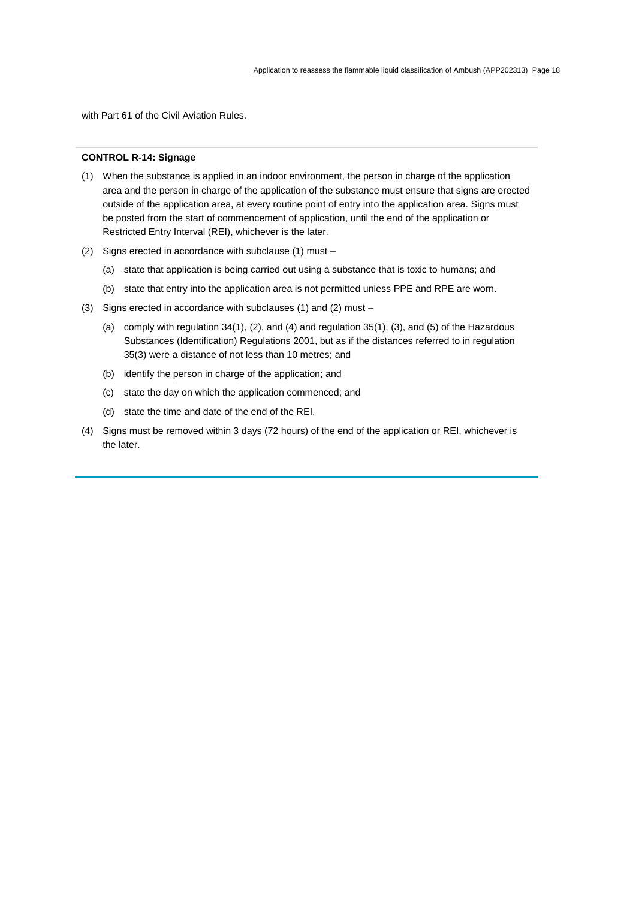with Part 61 of the Civil Aviation Rules.

**CONTROL R-14: Signage**

(1) When the substance is applied in an indoor environment, the person in charge of the application area and the person in charge of the application of the substance must ensure that signs are erected outside of the application area, at every routine point of entry into the application area. Signs must be posted from the start of commencement of application, until the end of the application or Restricted Entry Interval (REI), whichever is the later.

(2) Signs erected in accordance with subclause (1) must –

   (a) state that application is being carried out using a substance that is toxic to humans; and

   (b) state that entry into the application area is not permitted unless PPE and RPE are worn.

(3) Signs erected in accordance with subclauses (1) and (2) must –

   (a) comply with regulation 34(1), (2), and (4) and regulation 35(1), (3), and (5) of the Hazardous Substances (Identification) Regulations 2001, but as if the distances referred to in regulation 35(3) were a distance of not less than 10 metres; and

   (b) identify the person in charge of the application; and

   (c) state the day on which the application commenced; and

   (d) state the time and date of the end of the REI.

(4) Signs must be removed within 3 days (72 hours) of the end of the application or REI, whichever is the later.